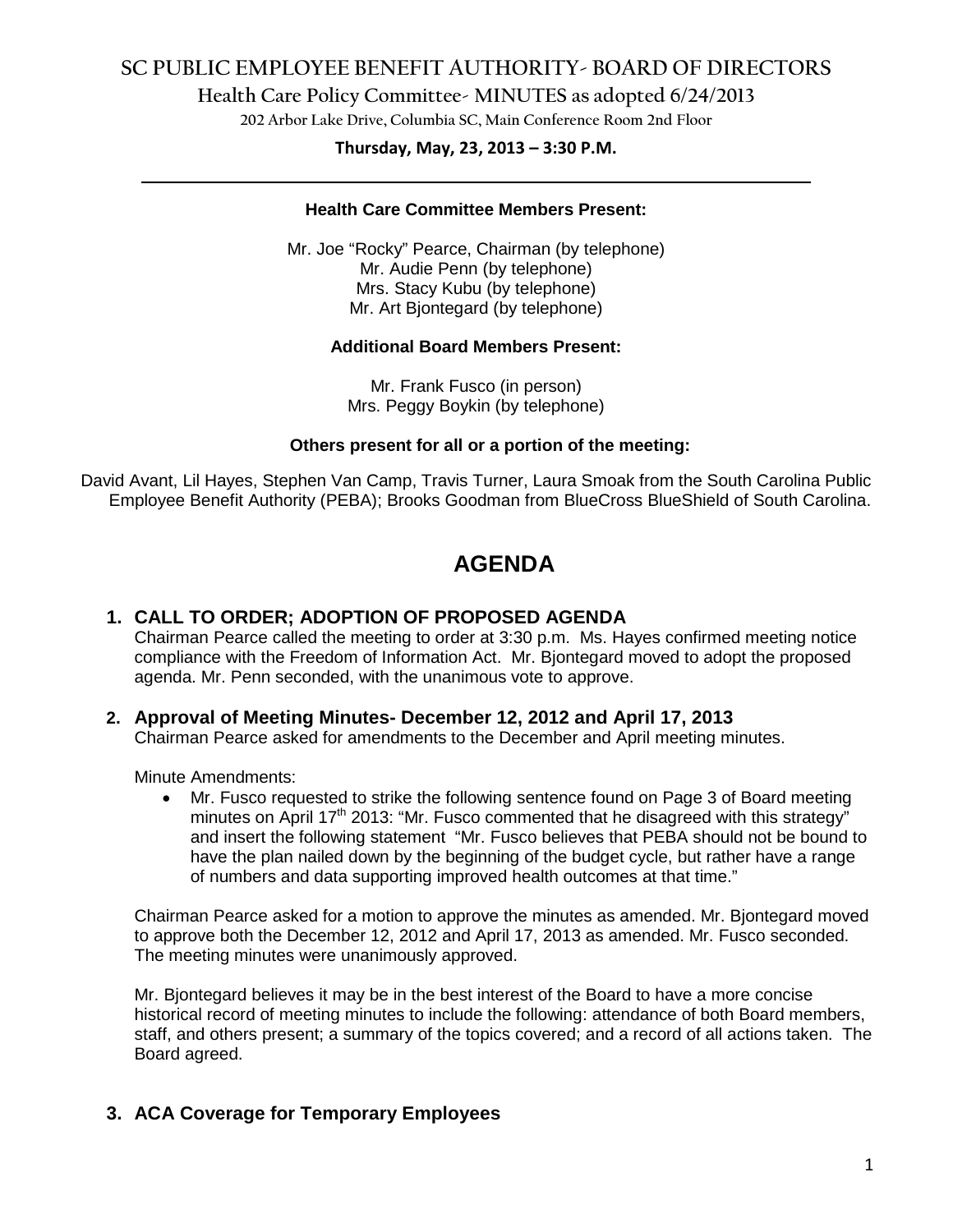# SC PUBLIC EMPLOYEE BENEFIT AUTHORITY- BOARD OF DIRECTORS

## Health Care Policy Committee- MINUTES as adopted 6/24/2013

202 Arbor Lake Drive, Columbia SC, Main Conference Room 2nd Floor

**Thursday, May, 23, 2013 – 3:30 P.M.**

---

**Health Care Committee Members Present:**

Mr. Joe "Rocky" Pearce, Chairman (by telephone)
Mr. Audie Penn (by telephone)
Mrs. Stacy Kubu (by telephone)
Mr. Art Bjontegard (by telephone)

**Additional Board Members Present:**

Mr. Frank Fusco (in person)
Mrs. Peggy Boykin (by telephone)

**Others present for all or a portion of the meeting:**

David Avant, Lil Hayes, Stephen Van Camp, Travis Turner, Laura Smoak from the South Carolina Public Employee Benefit Authority (PEBA); Brooks Goodman from BlueCross BlueShield of South Carolina.

# AGENDA

### 1. CALL TO ORDER; ADOPTION OF PROPOSED AGENDA

Chairman Pearce called the meeting to order at 3:30 p.m. Ms. Hayes confirmed meeting notice compliance with the Freedom of Information Act. Mr. Bjontegard moved to adopt the proposed agenda. Mr. Penn seconded, with the unanimous vote to approve.

### 2. Approval of Meeting Minutes- December 12, 2012 and April 17, 2013

Chairman Pearce asked for amendments to the December and April meeting minutes.

Minute Amendments:

- Mr. Fusco requested to strike the following sentence found on Page 3 of Board meeting minutes on April 17th 2013: "Mr. Fusco commented that he disagreed with this strategy" and insert the following statement "Mr. Fusco believes that PEBA should not be bound to have the plan nailed down by the beginning of the budget cycle, but rather have a range of numbers and data supporting improved health outcomes at that time."

Chairman Pearce asked for a motion to approve the minutes as amended. Mr. Bjontegard moved to approve both the December 12, 2012 and April 17, 2013 as amended. Mr. Fusco seconded. The meeting minutes were unanimously approved.

Mr. Bjontegard believes it may be in the best interest of the Board to have a more concise historical record of meeting minutes to include the following: attendance of both Board members, staff, and others present; a summary of the topics covered; and a record of all actions taken. The Board agreed.

### 3. ACA Coverage for Temporary Employees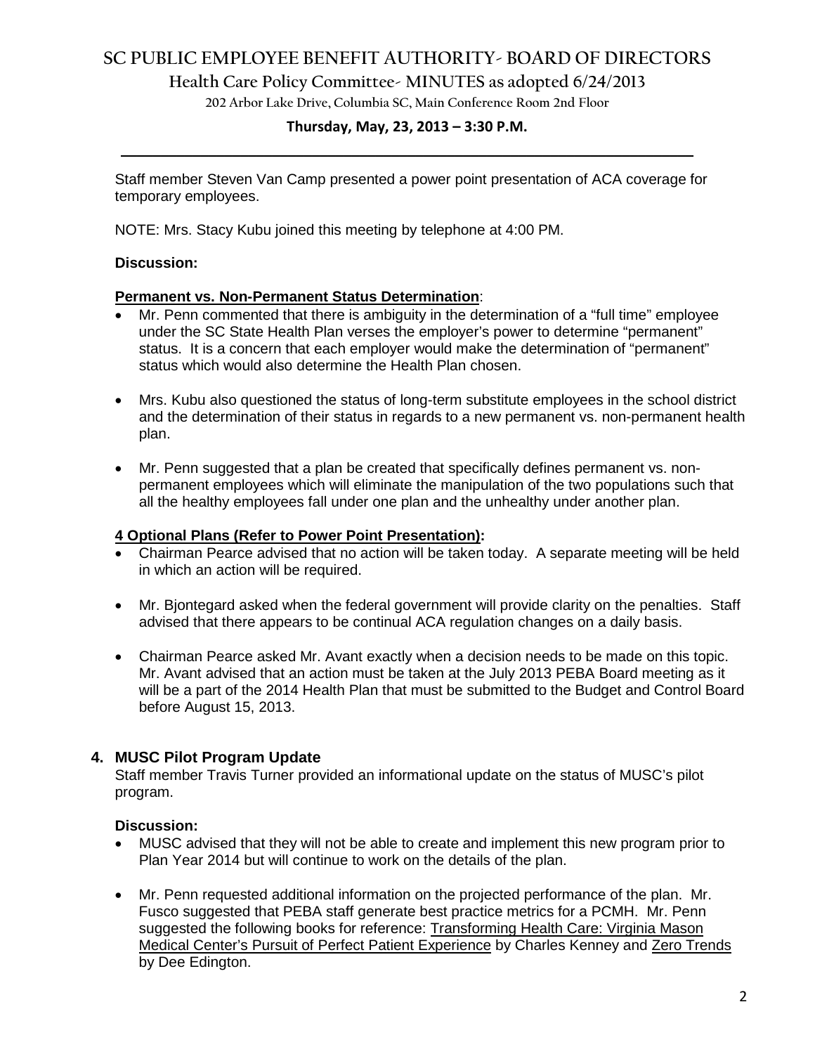Staff member Steven Van Camp presented a power point presentation of ACA coverage for temporary employees.

NOTE: Mrs. Stacy Kubu joined this meeting by telephone at 4:00 PM.

**Discussion:**

**Permanent vs. Non-Permanent Status Determination**:

- Mr. Penn commented that there is ambiguity in the determination of a "full time" employee under the SC State Health Plan verses the employer's power to determine "permanent" status. It is a concern that each employer would make the determination of "permanent" status which would also determine the Health Plan chosen.
- Mrs. Kubu also questioned the status of long-term substitute employees in the school district and the determination of their status in regards to a new permanent vs. non-permanent health plan.
- Mr. Penn suggested that a plan be created that specifically defines permanent vs. non-permanent employees which will eliminate the manipulation of the two populations such that all the healthy employees fall under one plan and the unhealthy under another plan.

**4 Optional Plans (Refer to Power Point Presentation):**

- Chairman Pearce advised that no action will be taken today. A separate meeting will be held in which an action will be required.
- Mr. Bjontegard asked when the federal government will provide clarity on the penalties. Staff advised that there appears to be continual ACA regulation changes on a daily basis.
- Chairman Pearce asked Mr. Avant exactly when a decision needs to be made on this topic. Mr. Avant advised that an action must be taken at the July 2013 PEBA Board meeting as it will be a part of the 2014 Health Plan that must be submitted to the Budget and Control Board before August 15, 2013.

## 4. MUSC Pilot Program Update

Staff member Travis Turner provided an informational update on the status of MUSC's pilot program.

**Discussion:**

- MUSC advised that they will not be able to create and implement this new program prior to Plan Year 2014 but will continue to work on the details of the plan.
- Mr. Penn requested additional information on the projected performance of the plan. Mr. Fusco suggested that PEBA staff generate best practice metrics for a PCMH. Mr. Penn suggested the following books for reference: Transforming Health Care: Virginia Mason Medical Center's Pursuit of Perfect Patient Experience by Charles Kenney and Zero Trends by Dee Edington.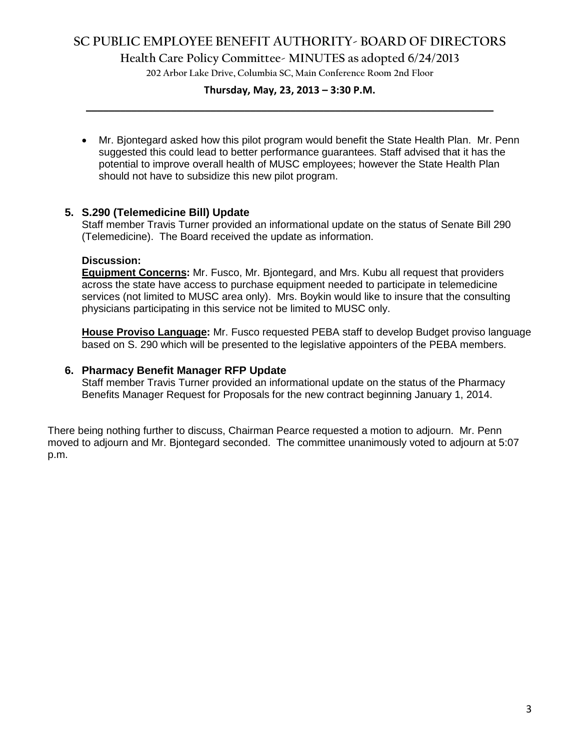- Mr. Bjontegard asked how this pilot program would benefit the State Health Plan. Mr. Penn suggested this could lead to better performance guarantees. Staff advised that it has the potential to improve overall health of MUSC employees; however the State Health Plan should not have to subsidize this new pilot program.

**5. S.290 (Telemedicine Bill) Update**

Staff member Travis Turner provided an informational update on the status of Senate Bill 290 (Telemedicine). The Board received the update as information.

**Discussion:**

**Equipment Concerns:** Mr. Fusco, Mr. Bjontegard, and Mrs. Kubu all request that providers across the state have access to purchase equipment needed to participate in telemedicine services (not limited to MUSC area only). Mrs. Boykin would like to insure that the consulting physicians participating in this service not be limited to MUSC only.

**House Proviso Language:** Mr. Fusco requested PEBA staff to develop Budget proviso language based on S. 290 which will be presented to the legislative appointers of the PEBA members.

**6. Pharmacy Benefit Manager RFP Update**

Staff member Travis Turner provided an informational update on the status of the Pharmacy Benefits Manager Request for Proposals for the new contract beginning January 1, 2014.

There being nothing further to discuss, Chairman Pearce requested a motion to adjourn. Mr. Penn moved to adjourn and Mr. Bjontegard seconded. The committee unanimously voted to adjourn at 5:07 p.m.